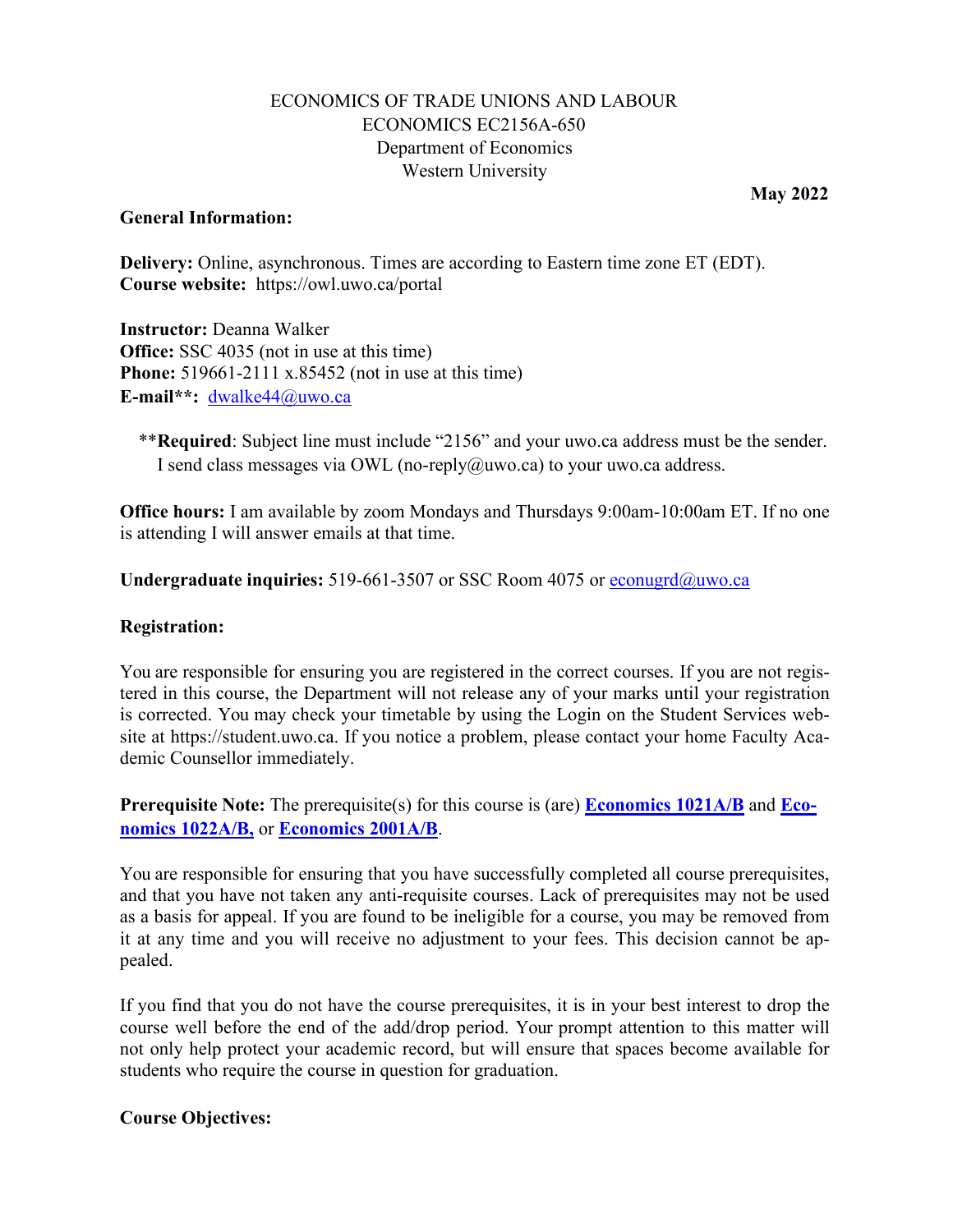ECONOMICS OF TRADE UNIONS AND LABOUR
ECONOMICS EC2156A-650
Department of Economics
Western University

**May 2022**

**General Information:**

**Delivery:** Online, asynchronous. Times are according to Eastern time zone ET (EDT).
**Course website:** https://owl.uwo.ca/portal

**Instructor:** Deanna Walker
**Office:** SSC 4035 (not in use at this time)
**Phone:** 519661-2111 x.85452 (not in use at this time)
**E-mail**:** dwalke44@uwo.ca

**Required**: Subject line must include "2156" and your uwo.ca address must be the sender. I send class messages via OWL (no-reply@uwo.ca) to your uwo.ca address.

**Office hours:** I am available by zoom Mondays and Thursdays 9:00am-10:00am ET. If no one is attending I will answer emails at that time.

**Undergraduate inquiries:** 519-661-3507 or SSC Room 4075 or econugrd@uwo.ca

**Registration:**

You are responsible for ensuring you are registered in the correct courses. If you are not registered in this course, the Department will not release any of your marks until your registration is corrected. You may check your timetable by using the Login on the Student Services website at https://student.uwo.ca. If you notice a problem, please contact your home Faculty Academic Counsellor immediately.

**Prerequisite Note:** The prerequisite(s) for this course is (are) **Economics 1021A/B** and **Economics 1022A/B,** or **Economics 2001A/B**.

You are responsible for ensuring that you have successfully completed all course prerequisites, and that you have not taken any anti-requisite courses. Lack of prerequisites may not be used as a basis for appeal. If you are found to be ineligible for a course, you may be removed from it at any time and you will receive no adjustment to your fees. This decision cannot be appealed.

If you find that you do not have the course prerequisites, it is in your best interest to drop the course well before the end of the add/drop period. Your prompt attention to this matter will not only help protect your academic record, but will ensure that spaces become available for students who require the course in question for graduation.

**Course Objectives:**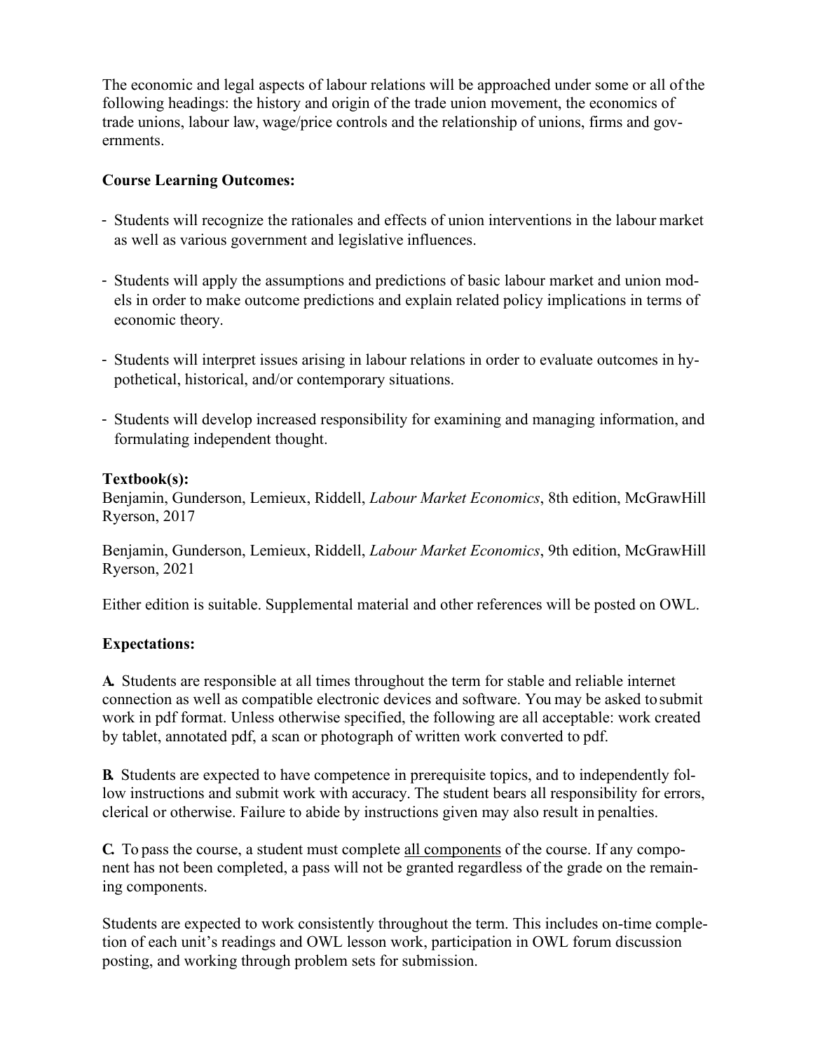The economic and legal aspects of labour relations will be approached under some or all of the following headings: the history and origin of the trade union movement, the economics of trade unions, labour law, wage/price controls and the relationship of unions, firms and governments.

**Course Learning Outcomes:**

- Students will recognize the rationales and effects of union interventions in the labour market as well as various government and legislative influences.
- Students will apply the assumptions and predictions of basic labour market and union models in order to make outcome predictions and explain related policy implications in terms of economic theory.
- Students will interpret issues arising in labour relations in order to evaluate outcomes in hypothetical, historical, and/or contemporary situations.
- Students will develop increased responsibility for examining and managing information, and formulating independent thought.

**Textbook(s):**

Benjamin, Gunderson, Lemieux, Riddell, *Labour Market Economics*, 8th edition, McGrawHill Ryerson, 2017

Benjamin, Gunderson, Lemieux, Riddell, *Labour Market Economics*, 9th edition, McGrawHill Ryerson, 2021

Either edition is suitable. Supplemental material and other references will be posted on OWL.

**Expectations:**

**A.** Students are responsible at all times throughout the term for stable and reliable internet connection as well as compatible electronic devices and software. You may be asked to submit work in pdf format. Unless otherwise specified, the following are all acceptable: work created by tablet, annotated pdf, a scan or photograph of written work converted to pdf.

**B.** Students are expected to have competence in prerequisite topics, and to independently follow instructions and submit work with accuracy. The student bears all responsibility for errors, clerical or otherwise. Failure to abide by instructions given may also result in penalties.

**C.** To pass the course, a student must complete <u>all components</u> of the course. If any component has not been completed, a pass will not be granted regardless of the grade on the remaining components.

Students are expected to work consistently throughout the term. This includes on-time completion of each unit's readings and OWL lesson work, participation in OWL forum discussion posting, and working through problem sets for submission.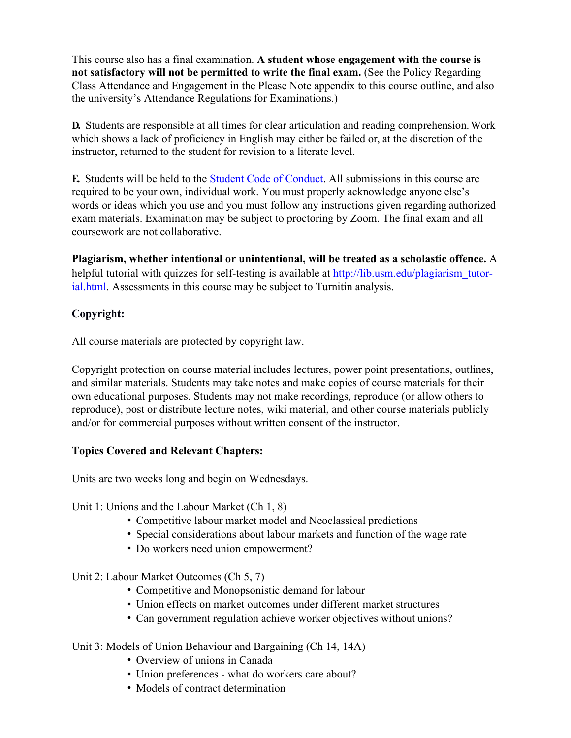This course also has a final examination. **A student whose engagement with the course is not satisfactory will not be permitted to write the final exam.** (See the Policy Regarding Class Attendance and Engagement in the Please Note appendix to this course outline, and also the university's Attendance Regulations for Examinations.)

**D.** Students are responsible at all times for clear articulation and reading comprehension. Work which shows a lack of proficiency in English may either be failed or, at the discretion of the instructor, returned to the student for revision to a literate level.

**E.** Students will be held to the [Student Code of Conduct](). All submissions in this course are required to be your own, individual work. You must properly acknowledge anyone else's words or ideas which you use and you must follow any instructions given regarding authorized exam materials. Examination may be subject to proctoring by Zoom. The final exam and all coursework are not collaborative.

**Plagiarism, whether intentional or unintentional, will be treated as a scholastic offence.** A helpful tutorial with quizzes for self-testing is available at http://lib.usm.edu/plagiarism_tutorial.html. Assessments in this course may be subject to Turnitin analysis.

**Copyright:**

All course materials are protected by copyright law.

Copyright protection on course material includes lectures, power point presentations, outlines, and similar materials. Students may take notes and make copies of course materials for their own educational purposes. Students may not make recordings, reproduce (or allow others to reproduce), post or distribute lecture notes, wiki material, and other course materials publicly and/or for commercial purposes without written consent of the instructor.

**Topics Covered and Relevant Chapters:**

Units are two weeks long and begin on Wednesdays.

Unit 1: Unions and the Labour Market (Ch 1, 8)

- Competitive labour market model and Neoclassical predictions
- Special considerations about labour markets and function of the wage rate
- Do workers need union empowerment?

Unit 2: Labour Market Outcomes (Ch 5, 7)

- Competitive and Monopsonistic demand for labour
- Union effects on market outcomes under different market structures
- Can government regulation achieve worker objectives without unions?

Unit 3: Models of Union Behaviour and Bargaining (Ch 14, 14A)

- Overview of unions in Canada
- Union preferences - what do workers care about?
- Models of contract determination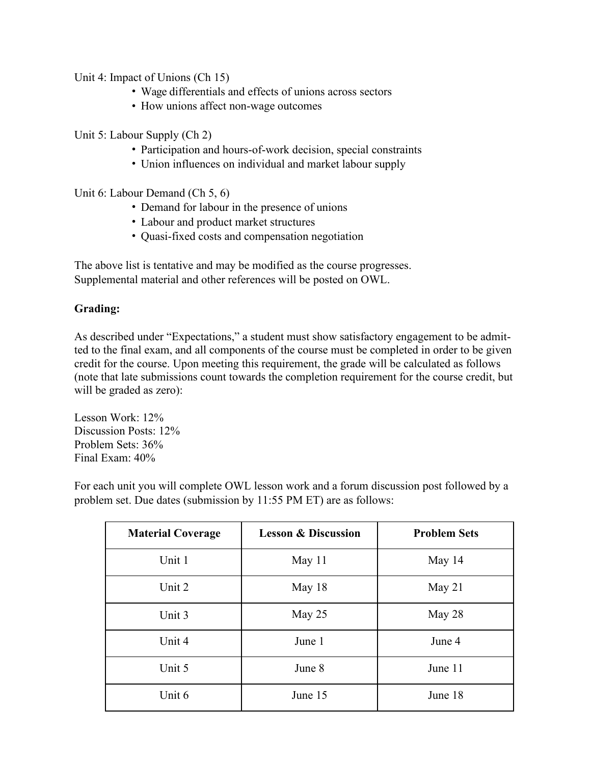Unit 4: Impact of Unions (Ch 15)

- Wage differentials and effects of unions across sectors
- How unions affect non-wage outcomes

Unit 5: Labour Supply (Ch 2)

- Participation and hours-of-work decision, special constraints
- Union influences on individual and market labour supply

Unit 6: Labour Demand (Ch 5, 6)

- Demand for labour in the presence of unions
- Labour and product market structures
- Quasi-fixed costs and compensation negotiation

The above list is tentative and may be modified as the course progresses.
Supplemental material and other references will be posted on OWL.

**Grading:**

As described under "Expectations," a student must show satisfactory engagement to be admitted to the final exam, and all components of the course must be completed in order to be given credit for the course. Upon meeting this requirement, the grade will be calculated as follows (note that late submissions count towards the completion requirement for the course credit, but will be graded as zero):

Lesson Work: 12%
Discussion Posts: 12%
Problem Sets: 36%
Final Exam: 40%

For each unit you will complete OWL lesson work and a forum discussion post followed by a problem set. Due dates (submission by 11:55 PM ET) are as follows:

| Material Coverage | Lesson & Discussion | Problem Sets |
| --- | --- | --- |
| Unit 1 | May 11 | May 14 |
| Unit 2 | May 18 | May 21 |
| Unit 3 | May 25 | May 28 |
| Unit 4 | June 1 | June 4 |
| Unit 5 | June 8 | June 11 |
| Unit 6 | June 15 | June 18 |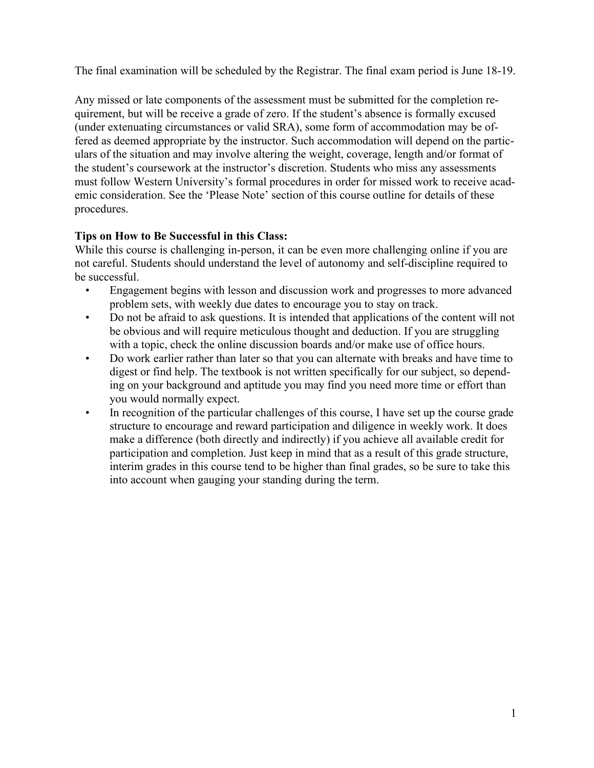The final examination will be scheduled by the Registrar. The final exam period is June 18-19.

Any missed or late components of the assessment must be submitted for the completion requirement, but will be receive a grade of zero. If the student's absence is formally excused (under extenuating circumstances or valid SRA), some form of accommodation may be offered as deemed appropriate by the instructor. Such accommodation will depend on the particulars of the situation and may involve altering the weight, coverage, length and/or format of the student's coursework at the instructor's discretion. Students who miss any assessments must follow Western University's formal procedures in order for missed work to receive academic consideration. See the 'Please Note' section of this course outline for details of these procedures.

**Tips on How to Be Successful in this Class:**

While this course is challenging in-person, it can be even more challenging online if you are not careful. Students should understand the level of autonomy and self-discipline required to be successful.

- Engagement begins with lesson and discussion work and progresses to more advanced problem sets, with weekly due dates to encourage you to stay on track.
- Do not be afraid to ask questions. It is intended that applications of the content will not be obvious and will require meticulous thought and deduction. If you are struggling with a topic, check the online discussion boards and/or make use of office hours.
- Do work earlier rather than later so that you can alternate with breaks and have time to digest or find help. The textbook is not written specifically for our subject, so depending on your background and aptitude you may find you need more time or effort than you would normally expect.
- In recognition of the particular challenges of this course, I have set up the course grade structure to encourage and reward participation and diligence in weekly work. It does make a difference (both directly and indirectly) if you achieve all available credit for participation and completion. Just keep in mind that as a result of this grade structure, interim grades in this course tend to be higher than final grades, so be sure to take this into account when gauging your standing during the term.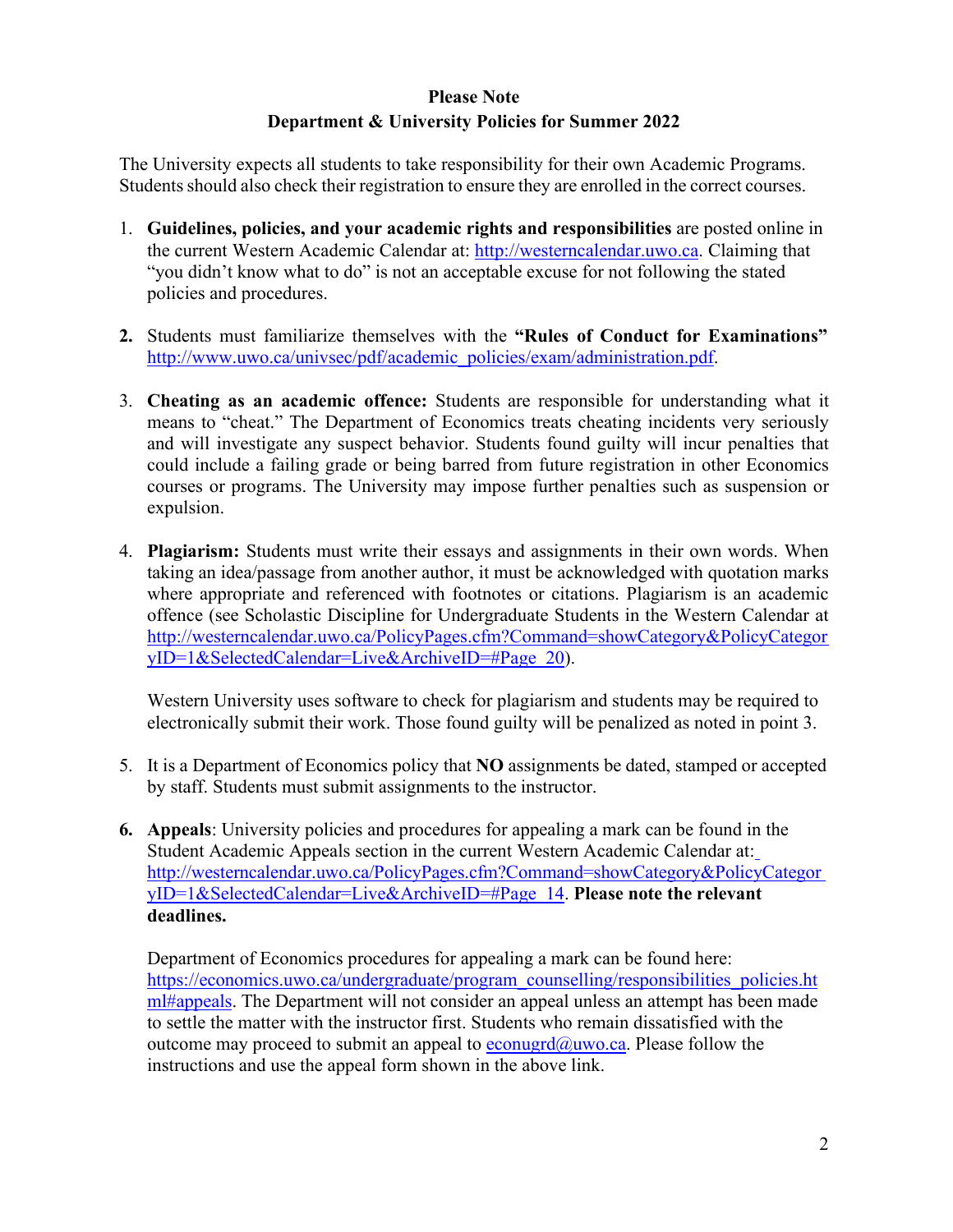**Please Note**
**Department & University Policies for Summer 2022**

The University expects all students to take responsibility for their own Academic Programs. Students should also check their registration to ensure they are enrolled in the correct courses.

1. **Guidelines, policies, and your academic rights and responsibilities** are posted online in the current Western Academic Calendar at: http://westerncalendar.uwo.ca. Claiming that "you didn't know what to do" is not an acceptable excuse for not following the stated policies and procedures.

2. Students must familiarize themselves with the **"Rules of Conduct for Examinations"** http://www.uwo.ca/univsec/pdf/academic_policies/exam/administration.pdf.

3. **Cheating as an academic offence:** Students are responsible for understanding what it means to "cheat." The Department of Economics treats cheating incidents very seriously and will investigate any suspect behavior. Students found guilty will incur penalties that could include a failing grade or being barred from future registration in other Economics courses or programs. The University may impose further penalties such as suspension or expulsion.

4. **Plagiarism:** Students must write their essays and assignments in their own words. When taking an idea/passage from another author, it must be acknowledged with quotation marks where appropriate and referenced with footnotes or citations. Plagiarism is an academic offence (see Scholastic Discipline for Undergraduate Students in the Western Calendar at http://westerncalendar.uwo.ca/PolicyPages.cfm?Command=showCategory&PolicyCategoryID=1&SelectedCalendar=Live&ArchiveID=#Page_20).

   Western University uses software to check for plagiarism and students may be required to electronically submit their work. Those found guilty will be penalized as noted in point 3.

5. It is a Department of Economics policy that **NO** assignments be dated, stamped or accepted by staff. Students must submit assignments to the instructor.

6. **Appeals**: University policies and procedures for appealing a mark can be found in the Student Academic Appeals section in the current Western Academic Calendar at: http://westerncalendar.uwo.ca/PolicyPages.cfm?Command=showCategory&PolicyCategoryID=1&SelectedCalendar=Live&ArchiveID=#Page_14. **Please note the relevant deadlines.**

   Department of Economics procedures for appealing a mark can be found here: https://economics.uwo.ca/undergraduate/program_counselling/responsibilities_policies.html#appeals. The Department will not consider an appeal unless an attempt has been made to settle the matter with the instructor first. Students who remain dissatisfied with the outcome may proceed to submit an appeal to econugrd@uwo.ca. Please follow the instructions and use the appeal form shown in the above link.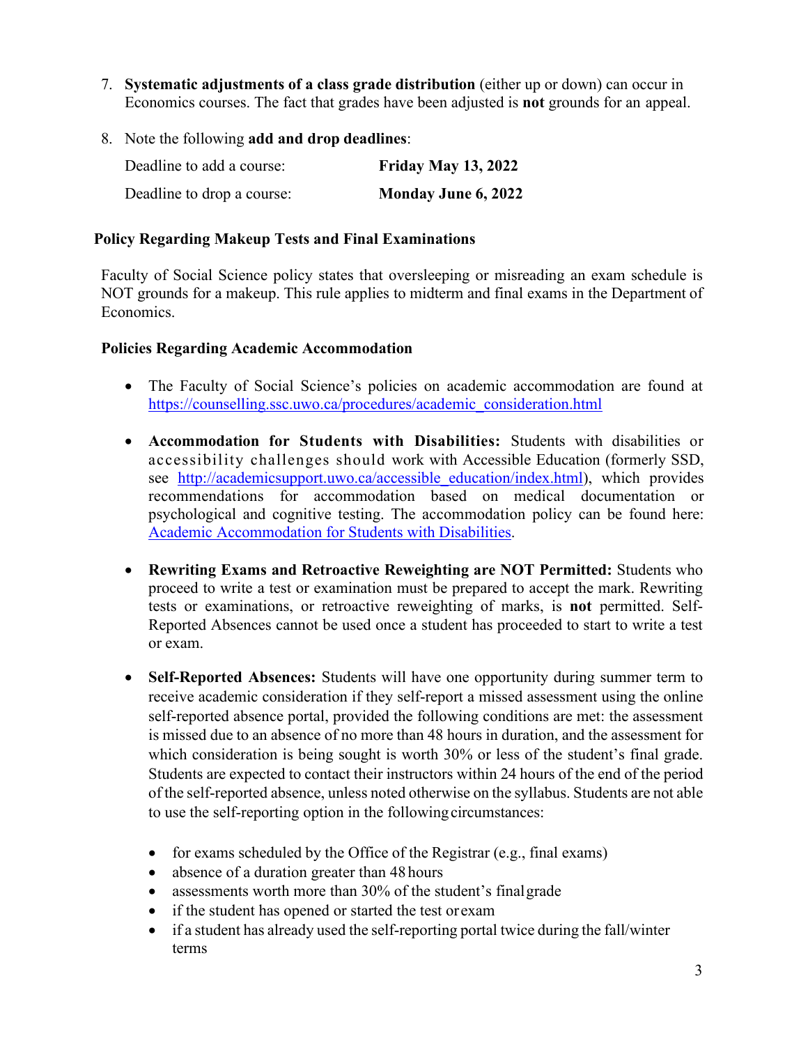7. **Systematic adjustments of a class grade distribution** (either up or down) can occur in Economics courses. The fact that grades have been adjusted is **not** grounds for an appeal.

8. Note the following **add and drop deadlines**:

   Deadline to add a course: **Friday May 13, 2022**

   Deadline to drop a course: **Monday June 6, 2022**

### Policy Regarding Makeup Tests and Final Examinations

Faculty of Social Science policy states that oversleeping or misreading an exam schedule is NOT grounds for a makeup. This rule applies to midterm and final exams in the Department of Economics.

### Policies Regarding Academic Accommodation

- The Faculty of Social Science's policies on academic accommodation are found at https://counselling.ssc.uwo.ca/procedures/academic_consideration.html

- **Accommodation for Students with Disabilities:** Students with disabilities or accessibility challenges should work with Accessible Education (formerly SSD, see http://academicsupport.uwo.ca/accessible_education/index.html), which provides recommendations for accommodation based on medical documentation or psychological and cognitive testing. The accommodation policy can be found here: Academic Accommodation for Students with Disabilities.

- **Rewriting Exams and Retroactive Reweighting are NOT Permitted:** Students who proceed to write a test or examination must be prepared to accept the mark. Rewriting tests or examinations, or retroactive reweighting of marks, is **not** permitted. Self-Reported Absences cannot be used once a student has proceeded to start to write a test or exam.

- **Self-Reported Absences:** Students will have one opportunity during summer term to receive academic consideration if they self-report a missed assessment using the online self-reported absence portal, provided the following conditions are met: the assessment is missed due to an absence of no more than 48 hours in duration, and the assessment for which consideration is being sought is worth 30% or less of the student's final grade. Students are expected to contact their instructors within 24 hours of the end of the period of the self-reported absence, unless noted otherwise on the syllabus. Students are not able to use the self-reporting option in the following circumstances:

  - for exams scheduled by the Office of the Registrar (e.g., final exams)
  - absence of a duration greater than 48 hours
  - assessments worth more than 30% of the student's final grade
  - if the student has opened or started the test or exam
  - if a student has already used the self-reporting portal twice during the fall/winter terms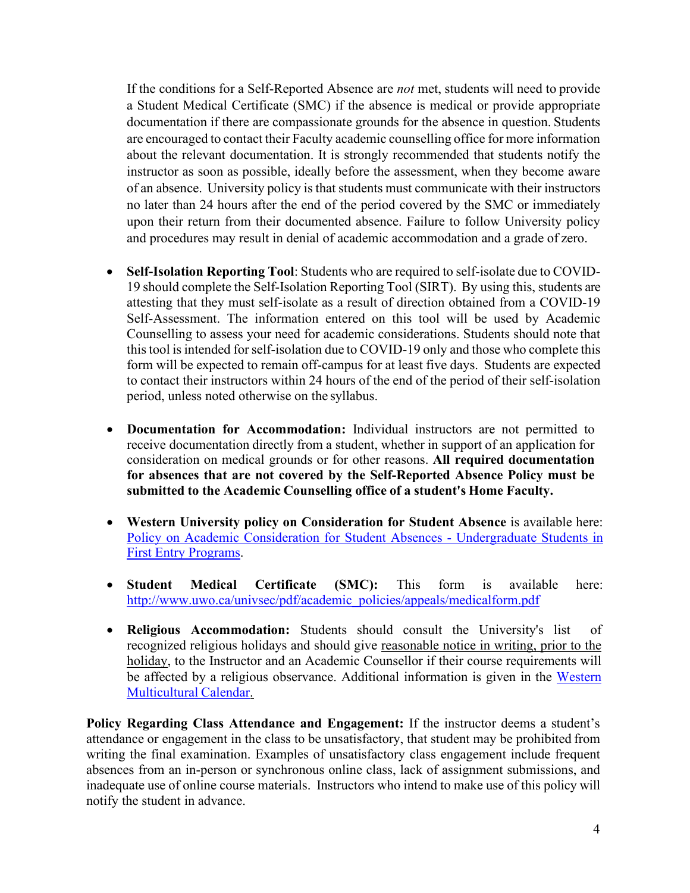If the conditions for a Self-Reported Absence are *not* met, students will need to provide a Student Medical Certificate (SMC) if the absence is medical or provide appropriate documentation if there are compassionate grounds for the absence in question. Students are encouraged to contact their Faculty academic counselling office for more information about the relevant documentation. It is strongly recommended that students notify the instructor as soon as possible, ideally before the assessment, when they become aware of an absence. University policy is that students must communicate with their instructors no later than 24 hours after the end of the period covered by the SMC or immediately upon their return from their documented absence. Failure to follow University policy and procedures may result in denial of academic accommodation and a grade of zero.

- **Self-Isolation Reporting Tool**: Students who are required to self-isolate due to COVID-19 should complete the Self-Isolation Reporting Tool (SIRT). By using this, students are attesting that they must self-isolate as a result of direction obtained from a COVID-19 Self-Assessment. The information entered on this tool will be used by Academic Counselling to assess your need for academic considerations. Students should note that this tool is intended for self-isolation due to COVID-19 only and those who complete this form will be expected to remain off-campus for at least five days. Students are expected to contact their instructors within 24 hours of the end of the period of their self-isolation period, unless noted otherwise on the syllabus.

- **Documentation for Accommodation:** Individual instructors are not permitted to receive documentation directly from a student, whether in support of an application for consideration on medical grounds or for other reasons. **All required documentation for absences that are not covered by the Self-Reported Absence Policy must be submitted to the Academic Counselling office of a student's Home Faculty.**

- **Western University policy on Consideration for Student Absence** is available here: [Policy on Academic Consideration for Student Absences - Undergraduate Students in First Entry Programs](Policy on Academic Consideration for Student Absences - Undergraduate Students in First Entry Programs).

- **Student Medical Certificate (SMC):** This form is available here: [http://www.uwo.ca/univsec/pdf/academic_policies/appeals/medicalform.pdf](http://www.uwo.ca/univsec/pdf/academic_policies/appeals/medicalform.pdf)

- **Religious Accommodation:** Students should consult the University's list of recognized religious holidays and should give reasonable notice in writing, prior to the holiday, to the Instructor and an Academic Counsellor if their course requirements will be affected by a religious observance. Additional information is given in the [Western Multicultural Calendar](Western Multicultural Calendar).

**Policy Regarding Class Attendance and Engagement:** If the instructor deems a student's attendance or engagement in the class to be unsatisfactory, that student may be prohibited from writing the final examination. Examples of unsatisfactory class engagement include frequent absences from an in-person or synchronous online class, lack of assignment submissions, and inadequate use of online course materials. Instructors who intend to make use of this policy will notify the student in advance.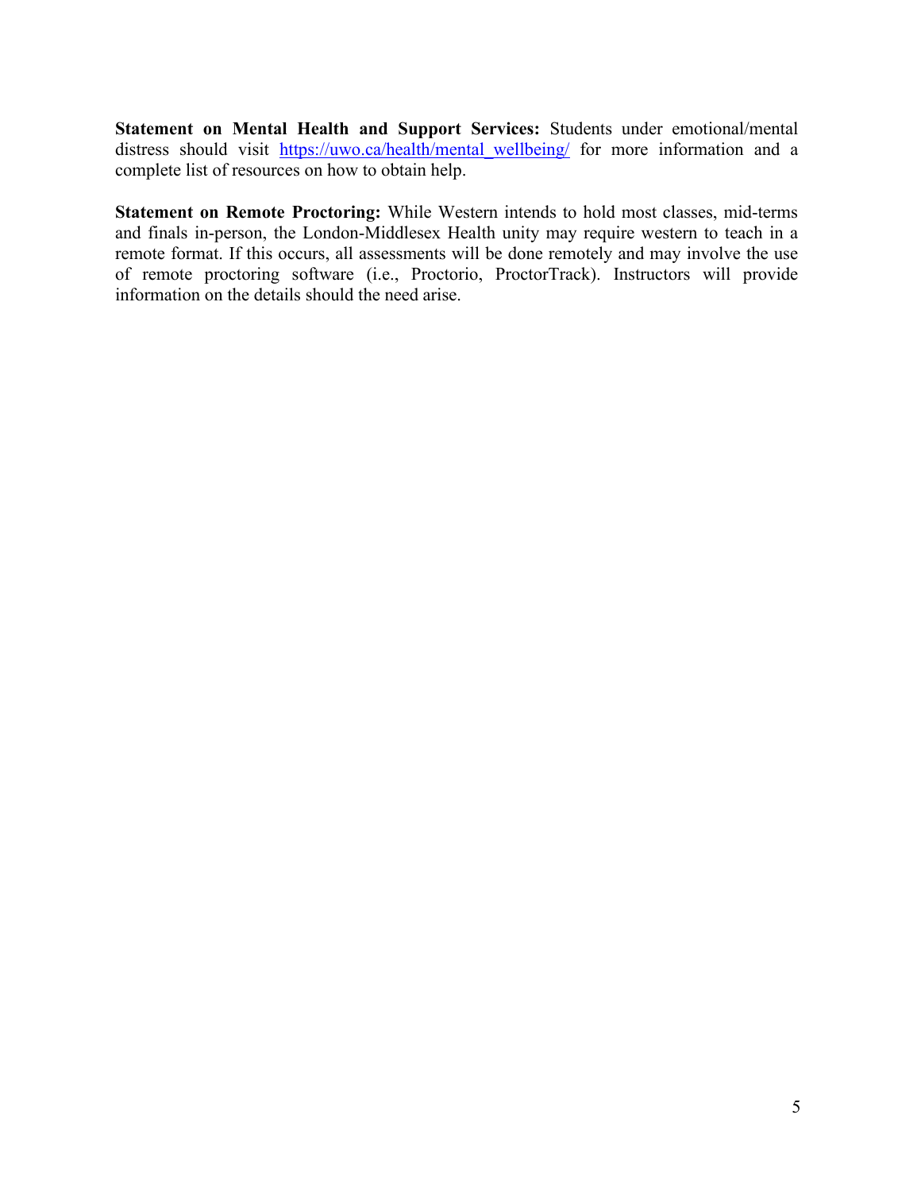**Statement on Mental Health and Support Services:** Students under emotional/mental distress should visit [https://uwo.ca/health/mental_wellbeing/](https://uwo.ca/health/mental_wellbeing/) for more information and a complete list of resources on how to obtain help.

**Statement on Remote Proctoring:** While Western intends to hold most classes, mid-terms and finals in-person, the London-Middlesex Health unity may require western to teach in a remote format. If this occurs, all assessments will be done remotely and may involve the use of remote proctoring software (i.e., Proctorio, ProctorTrack). Instructors will provide information on the details should the need arise.